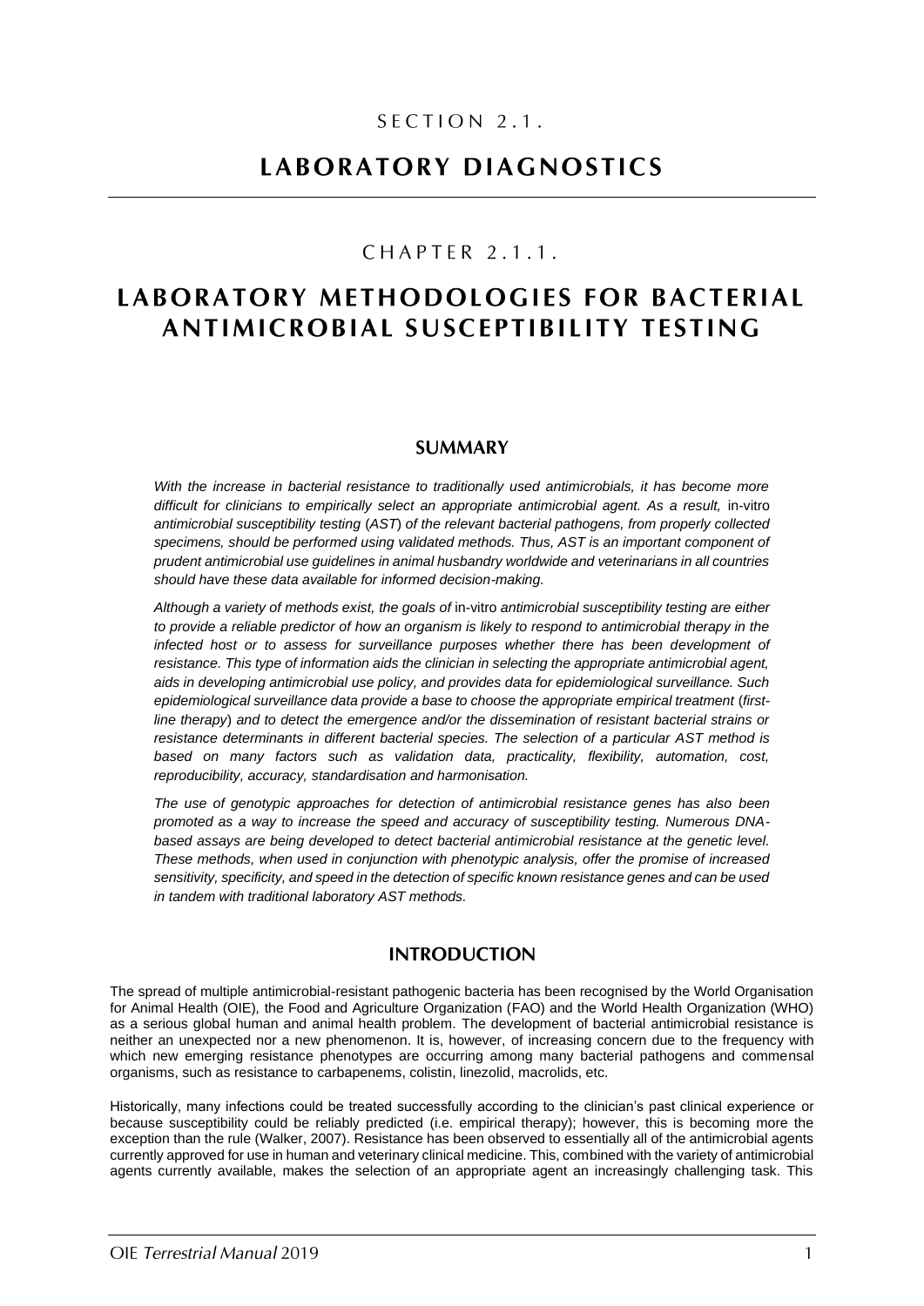# SECTION 2.1.

# LABORATORY DIAGNOSTICS

## CHAPTER 2.1.1.

# LABORATORY METHODOLOGIES FOR BACTERIAL ANTIMICROBIAL SUSCEPTIBILITY TESTING

## SUMMARY

*With the increase in bacterial resistance to traditionally used antimicrobials, it has become more difficult for clinicians to empirically select an appropriate antimicrobial agent. As a result,* in-vitro *antimicrobial susceptibility testing (AST) of the relevant bacterial pathogens, from properly collected specimens, should be performed using validated methods. Thus, AST is an important component of prudent antimicrobial use guidelines in animal husbandry worldwide and veterinarians in all countries should have these data available for informed decision-making.*

*Although a variety of methods exist, the goals of* in-vitro *antimicrobial susceptibility testing are either to provide a reliable predictor of how an organism is likely to respond to antimicrobial therapy in the infected host or to assess for surveillance purposes whether there has been development of resistance. This type of information aids the clinician in selecting the appropriate antimicrobial agent, aids in developing antimicrobial use policy, and provides data for epidemiological surveillance. Such epidemiological surveillance data provide a base to choose the appropriate empirical treatment (first-line therapy) and to detect the emergence and/or the dissemination of resistant bacterial strains or resistance determinants in different bacterial species. The selection of a particular AST method is based on many factors such as validation data, practicality, flexibility, automation, cost, reproducibility, accuracy, standardisation and harmonisation.*

*The use of genotypic approaches for detection of antimicrobial resistance genes has also been promoted as a way to increase the speed and accuracy of susceptibility testing. Numerous DNA-based assays are being developed to detect bacterial antimicrobial resistance at the genetic level. These methods, when used in conjunction with phenotypic analysis, offer the promise of increased sensitivity, specificity, and speed in the detection of specific known resistance genes and can be used in tandem with traditional laboratory AST methods.*

## INTRODUCTION

The spread of multiple antimicrobial-resistant pathogenic bacteria has been recognised by the World Organisation for Animal Health (OIE), the Food and Agriculture Organization (FAO) and the World Health Organization (WHO) as a serious global human and animal health problem. The development of bacterial antimicrobial resistance is neither an unexpected nor a new phenomenon. It is, however, of increasing concern due to the frequency with which new emerging resistance phenotypes are occurring among many bacterial pathogens and commensal organisms, such as resistance to carbapenems, colistin, linezolid, macrolids, etc.

Historically, many infections could be treated successfully according to the clinician's past clinical experience or because susceptibility could be reliably predicted (i.e. empirical therapy); however, this is becoming more the exception than the rule (Walker, 2007). Resistance has been observed to essentially all of the antimicrobial agents currently approved for use in human and veterinary clinical medicine. This, combined with the variety of antimicrobial agents currently available, makes the selection of an appropriate agent an increasingly challenging task. This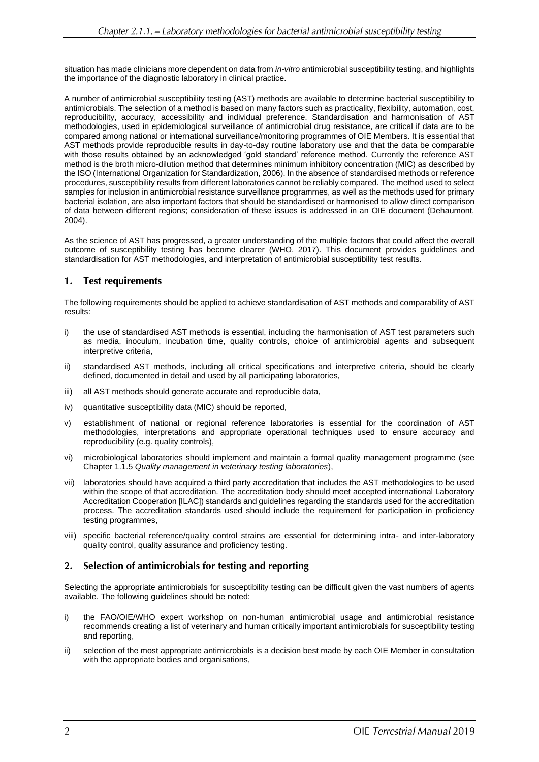situation has made clinicians more dependent on data from *in-vitro* antimicrobial susceptibility testing, and highlights the importance of the diagnostic laboratory in clinical practice.

A number of antimicrobial susceptibility testing (AST) methods are available to determine bacterial susceptibility to antimicrobials. The selection of a method is based on many factors such as practicality, flexibility, automation, cost, reproducibility, accuracy, accessibility and individual preference. Standardisation and harmonisation of AST methodologies, used in epidemiological surveillance of antimicrobial drug resistance, are critical if data are to be compared among national or international surveillance/monitoring programmes of OIE Members. It is essential that AST methods provide reproducible results in day-to-day routine laboratory use and that the data be comparable with those results obtained by an acknowledged 'gold standard' reference method. Currently the reference AST method is the broth micro-dilution method that determines minimum inhibitory concentration (MIC) as described by the ISO (International Organization for Standardization, 2006). In the absence of standardised methods or reference procedures, susceptibility results from different laboratories cannot be reliably compared. The method used to select samples for inclusion in antimicrobial resistance surveillance programmes, as well as the methods used for primary bacterial isolation, are also important factors that should be standardised or harmonised to allow direct comparison of data between different regions; consideration of these issues is addressed in an OIE document (Dehaumont, 2004).

As the science of AST has progressed, a greater understanding of the multiple factors that could affect the overall outcome of susceptibility testing has become clearer (WHO, 2017). This document provides guidelines and standardisation for AST methodologies, and interpretation of antimicrobial susceptibility test results.

## 1. Test requirements

The following requirements should be applied to achieve standardisation of AST methods and comparability of AST results:

i) the use of standardised AST methods is essential, including the harmonisation of AST test parameters such as media, inoculum, incubation time, quality controls, choice of antimicrobial agents and subsequent interpretive criteria,

ii) standardised AST methods, including all critical specifications and interpretive criteria, should be clearly defined, documented in detail and used by all participating laboratories,

iii) all AST methods should generate accurate and reproducible data,

iv) quantitative susceptibility data (MIC) should be reported,

v) establishment of national or regional reference laboratories is essential for the coordination of AST methodologies, interpretations and appropriate operational techniques used to ensure accuracy and reproducibility (e.g. quality controls),

vi) microbiological laboratories should implement and maintain a formal quality management programme (see Chapter 1.1.5 *Quality management in veterinary testing laboratories*),

vii) laboratories should have acquired a third party accreditation that includes the AST methodologies to be used within the scope of that accreditation. The accreditation body should meet accepted international Laboratory Accreditation Cooperation [ILAC]) standards and guidelines regarding the standards used for the accreditation process. The accreditation standards used should include the requirement for participation in proficiency testing programmes,

viii) specific bacterial reference/quality control strains are essential for determining intra- and inter-laboratory quality control, quality assurance and proficiency testing.

## 2. Selection of antimicrobials for testing and reporting

Selecting the appropriate antimicrobials for susceptibility testing can be difficult given the vast numbers of agents available. The following guidelines should be noted:

i) the FAO/OIE/WHO expert workshop on non-human antimicrobial usage and antimicrobial resistance recommends creating a list of veterinary and human critically important antimicrobials for susceptibility testing and reporting,

ii) selection of the most appropriate antimicrobials is a decision best made by each OIE Member in consultation with the appropriate bodies and organisations,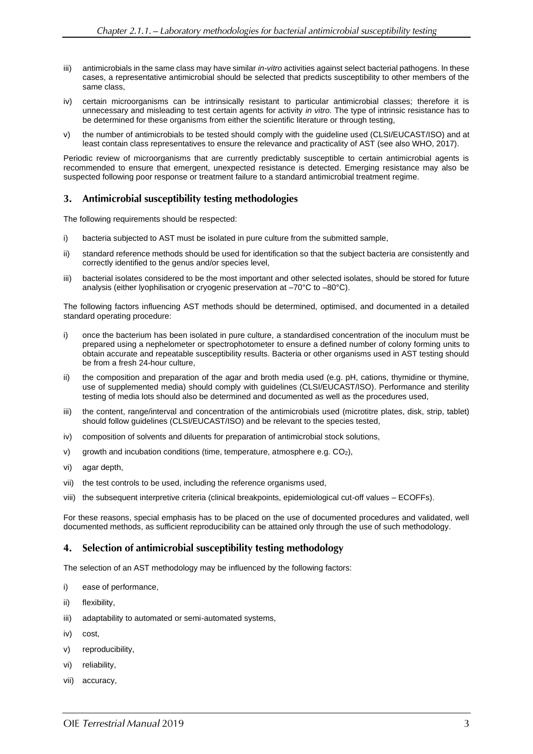iii) antimicrobials in the same class may have similar *in-vitro* activities against select bacterial pathogens. In these cases, a representative antimicrobial should be selected that predicts susceptibility to other members of the same class,

iv) certain microorganisms can be intrinsically resistant to particular antimicrobial classes; therefore it is unnecessary and misleading to test certain agents for activity *in vitro.* The type of intrinsic resistance has to be determined for these organisms from either the scientific literature or through testing,

v) the number of antimicrobials to be tested should comply with the guideline used (CLSI/EUCAST/ISO) and at least contain class representatives to ensure the relevance and practicality of AST (see also WHO, 2017).

Periodic review of microorganisms that are currently predictably susceptible to certain antimicrobial agents is recommended to ensure that emergent, unexpected resistance is detected. Emerging resistance may also be suspected following poor response or treatment failure to a standard antimicrobial treatment regime.

## 3. Antimicrobial susceptibility testing methodologies

The following requirements should be respected:

i) bacteria subjected to AST must be isolated in pure culture from the submitted sample,

ii) standard reference methods should be used for identification so that the subject bacteria are consistently and correctly identified to the genus and/or species level,

iii) bacterial isolates considered to be the most important and other selected isolates, should be stored for future analysis (either lyophilisation or cryogenic preservation at –70°C to –80°C).

The following factors influencing AST methods should be determined, optimised, and documented in a detailed standard operating procedure:

i) once the bacterium has been isolated in pure culture, a standardised concentration of the inoculum must be prepared using a nephelometer or spectrophotometer to ensure a defined number of colony forming units to obtain accurate and repeatable susceptibility results. Bacteria or other organisms used in AST testing should be from a fresh 24-hour culture,

ii) the composition and preparation of the agar and broth media used (e.g. pH, cations, thymidine or thymine, use of supplemented media) should comply with guidelines (CLSI/EUCAST/ISO). Performance and sterility testing of media lots should also be determined and documented as well as the procedures used,

iii) the content, range/interval and concentration of the antimicrobials used (microtitre plates, disk, strip, tablet) should follow guidelines (CLSI/EUCAST/ISO) and be relevant to the species tested,

iv) composition of solvents and diluents for preparation of antimicrobial stock solutions,

v) growth and incubation conditions (time, temperature, atmosphere e.g. $CO_2$),

vi) agar depth,

vii) the test controls to be used, including the reference organisms used,

viii) the subsequent interpretive criteria (clinical breakpoints, epidemiological cut-off values – ECOFFs).

For these reasons, special emphasis has to be placed on the use of documented procedures and validated, well documented methods, as sufficient reproducibility can be attained only through the use of such methodology.

## 4. Selection of antimicrobial susceptibility testing methodology

The selection of an AST methodology may be influenced by the following factors:

i) ease of performance,

ii) flexibility,

iii) adaptability to automated or semi-automated systems,

iv) cost,

v) reproducibility,

vi) reliability,

vii) accuracy,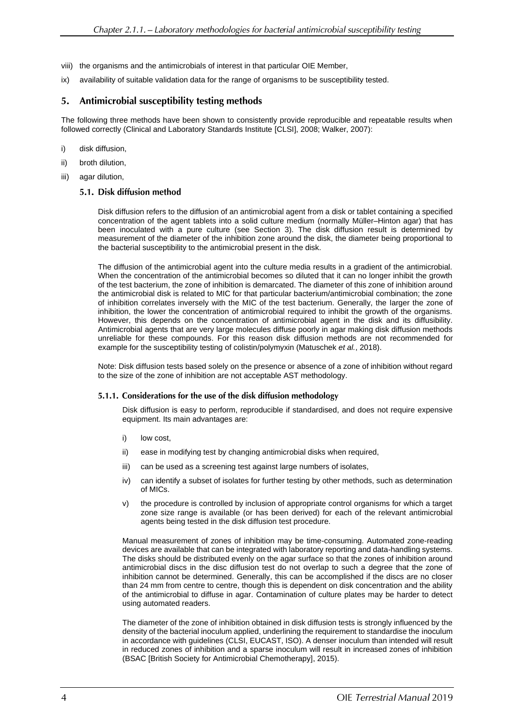viii) the organisms and the antimicrobials of interest in that particular OIE Member,

ix) availability of suitable validation data for the range of organisms to be susceptibility tested.

## 5. Antimicrobial susceptibility testing methods

The following three methods have been shown to consistently provide reproducible and repeatable results when followed correctly (Clinical and Laboratory Standards Institute [CLSI], 2008; Walker, 2007):

i) disk diffusion,

ii) broth dilution,

iii) agar dilution,

### 5.1. Disk diffusion method

Disk diffusion refers to the diffusion of an antimicrobial agent from a disk or tablet containing a specified concentration of the agent tablets into a solid culture medium (normally Müller–Hinton agar) that has been inoculated with a pure culture (see Section 3). The disk diffusion result is determined by measurement of the diameter of the inhibition zone around the disk, the diameter being proportional to the bacterial susceptibility to the antimicrobial present in the disk.

The diffusion of the antimicrobial agent into the culture media results in a gradient of the antimicrobial. When the concentration of the antimicrobial becomes so diluted that it can no longer inhibit the growth of the test bacterium, the zone of inhibition is demarcated. The diameter of this zone of inhibition around the antimicrobial disk is related to MIC for that particular bacterium/antimicrobial combination; the zone of inhibition correlates inversely with the MIC of the test bacterium. Generally, the larger the zone of inhibition, the lower the concentration of antimicrobial required to inhibit the growth of the organisms. However, this depends on the concentration of antimicrobial agent in the disk and its diffusibility. Antimicrobial agents that are very large molecules diffuse poorly in agar making disk diffusion methods unreliable for these compounds. For this reason disk diffusion methods are not recommended for example for the susceptibility testing of colistin/polymyxin (Matuschek *et al.*, 2018).

Note: Disk diffusion tests based solely on the presence or absence of a zone of inhibition without regard to the size of the zone of inhibition are not acceptable AST methodology.

#### 5.1.1. Considerations for the use of the disk diffusion methodology

Disk diffusion is easy to perform, reproducible if standardised, and does not require expensive equipment. Its main advantages are:

i) low cost,

ii) ease in modifying test by changing antimicrobial disks when required,

iii) can be used as a screening test against large numbers of isolates,

iv) can identify a subset of isolates for further testing by other methods, such as determination of MICs.

v) the procedure is controlled by inclusion of appropriate control organisms for which a target zone size range is available (or has been derived) for each of the relevant antimicrobial agents being tested in the disk diffusion test procedure.

Manual measurement of zones of inhibition may be time-consuming. Automated zone-reading devices are available that can be integrated with laboratory reporting and data-handling systems. The disks should be distributed evenly on the agar surface so that the zones of inhibition around antimicrobial discs in the disc diffusion test do not overlap to such a degree that the zone of inhibition cannot be determined. Generally, this can be accomplished if the discs are no closer than 24 mm from centre to centre, though this is dependent on disk concentration and the ability of the antimicrobial to diffuse in agar. Contamination of culture plates may be harder to detect using automated readers.

The diameter of the zone of inhibition obtained in disk diffusion tests is strongly influenced by the density of the bacterial inoculum applied, underlining the requirement to standardise the inoculum in accordance with guidelines (CLSI, EUCAST, ISO). A denser inoculum than intended will result in reduced zones of inhibition and a sparse inoculum will result in increased zones of inhibition (BSAC [British Society for Antimicrobial Chemotherapy], 2015).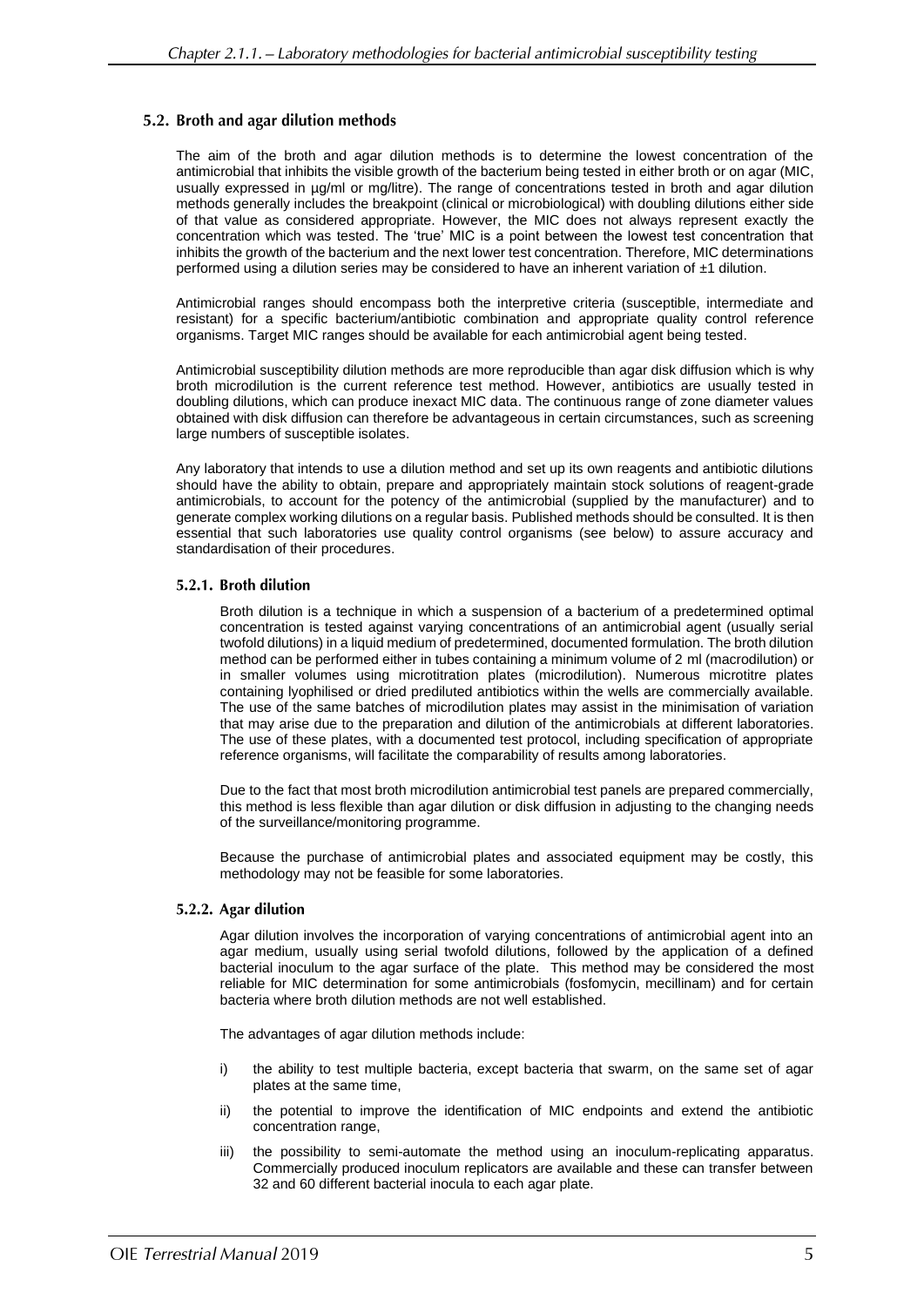## 5.2. Broth and agar dilution methods

The aim of the broth and agar dilution methods is to determine the lowest concentration of the antimicrobial that inhibits the visible growth of the bacterium being tested in either broth or on agar (MIC, usually expressed in µg/ml or mg/litre). The range of concentrations tested in broth and agar dilution methods generally includes the breakpoint (clinical or microbiological) with doubling dilutions either side of that value as considered appropriate. However, the MIC does not always represent exactly the concentration which was tested. The 'true' MIC is a point between the lowest test concentration that inhibits the growth of the bacterium and the next lower test concentration. Therefore, MIC determinations performed using a dilution series may be considered to have an inherent variation of ±1 dilution.

Antimicrobial ranges should encompass both the interpretive criteria (susceptible, intermediate and resistant) for a specific bacterium/antibiotic combination and appropriate quality control reference organisms. Target MIC ranges should be available for each antimicrobial agent being tested.

Antimicrobial susceptibility dilution methods are more reproducible than agar disk diffusion which is why broth microdilution is the current reference test method. However, antibiotics are usually tested in doubling dilutions, which can produce inexact MIC data. The continuous range of zone diameter values obtained with disk diffusion can therefore be advantageous in certain circumstances, such as screening large numbers of susceptible isolates.

Any laboratory that intends to use a dilution method and set up its own reagents and antibiotic dilutions should have the ability to obtain, prepare and appropriately maintain stock solutions of reagent-grade antimicrobials, to account for the potency of the antimicrobial (supplied by the manufacturer) and to generate complex working dilutions on a regular basis. Published methods should be consulted. It is then essential that such laboratories use quality control organisms (see below) to assure accuracy and standardisation of their procedures.

### 5.2.1. Broth dilution

Broth dilution is a technique in which a suspension of a bacterium of a predetermined optimal concentration is tested against varying concentrations of an antimicrobial agent (usually serial twofold dilutions) in a liquid medium of predetermined, documented formulation. The broth dilution method can be performed either in tubes containing a minimum volume of 2 ml (macrodilution) or in smaller volumes using microtitration plates (microdilution). Numerous microtitre plates containing lyophilised or dried prediluted antibiotics within the wells are commercially available. The use of the same batches of microdilution plates may assist in the minimisation of variation that may arise due to the preparation and dilution of the antimicrobials at different laboratories. The use of these plates, with a documented test protocol, including specification of appropriate reference organisms, will facilitate the comparability of results among laboratories.

Due to the fact that most broth microdilution antimicrobial test panels are prepared commercially, this method is less flexible than agar dilution or disk diffusion in adjusting to the changing needs of the surveillance/monitoring programme.

Because the purchase of antimicrobial plates and associated equipment may be costly, this methodology may not be feasible for some laboratories.

### 5.2.2. Agar dilution

Agar dilution involves the incorporation of varying concentrations of antimicrobial agent into an agar medium, usually using serial twofold dilutions, followed by the application of a defined bacterial inoculum to the agar surface of the plate. This method may be considered the most reliable for MIC determination for some antimicrobials (fosfomycin, mecillinam) and for certain bacteria where broth dilution methods are not well established.

The advantages of agar dilution methods include:

i) the ability to test multiple bacteria, except bacteria that swarm, on the same set of agar plates at the same time,

ii) the potential to improve the identification of MIC endpoints and extend the antibiotic concentration range,

iii) the possibility to semi-automate the method using an inoculum-replicating apparatus. Commercially produced inoculum replicators are available and these can transfer between 32 and 60 different bacterial inocula to each agar plate.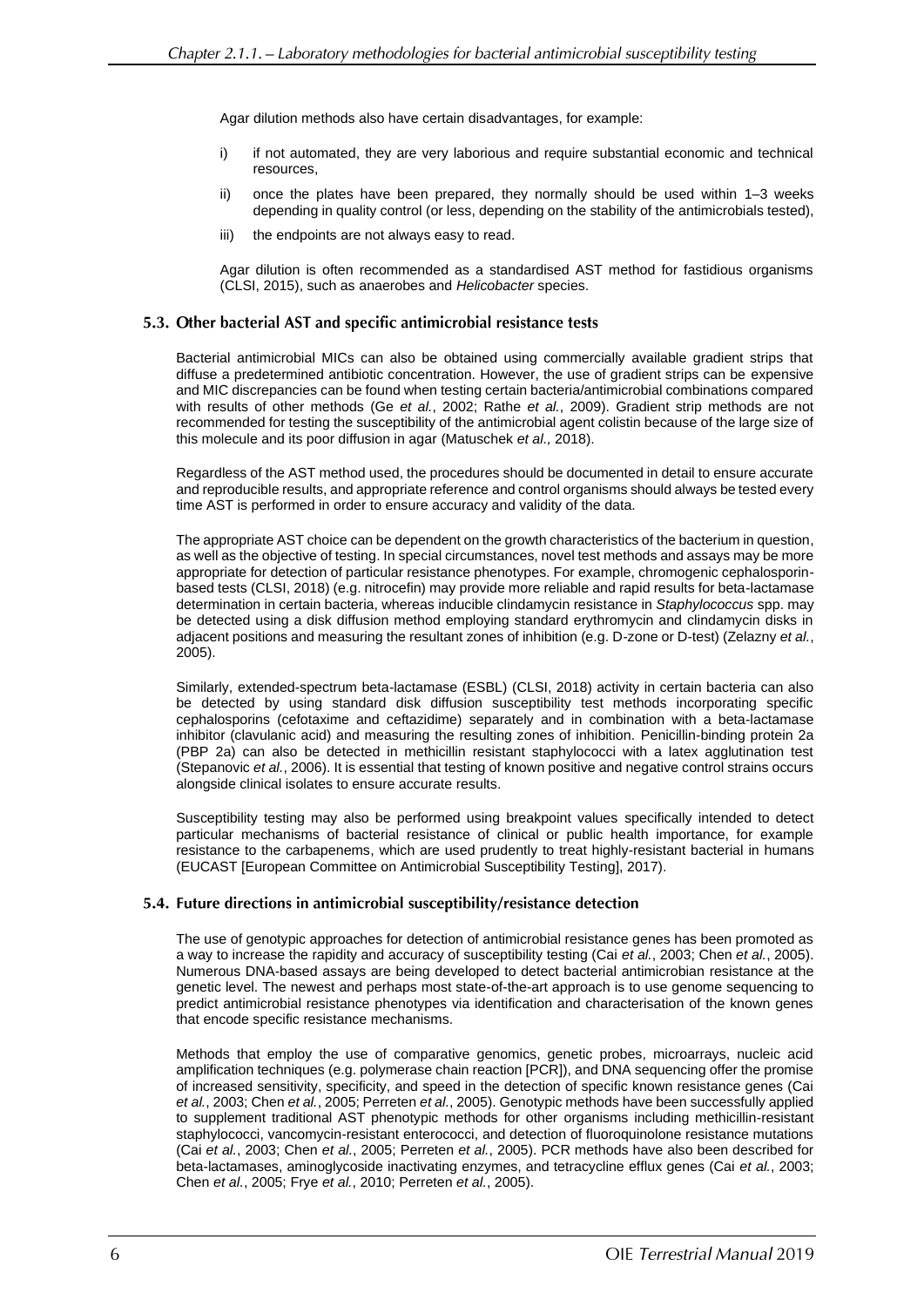Agar dilution methods also have certain disadvantages, for example:

i) if not automated, they are very laborious and require substantial economic and technical resources,

ii) once the plates have been prepared, they normally should be used within 1–3 weeks depending in quality control (or less, depending on the stability of the antimicrobials tested),

iii) the endpoints are not always easy to read.

Agar dilution is often recommended as a standardised AST method for fastidious organisms (CLSI, 2015), such as anaerobes and *Helicobacter* species.

### 5.3. Other bacterial AST and specific antimicrobial resistance tests

Bacterial antimicrobial MICs can also be obtained using commercially available gradient strips that diffuse a predetermined antibiotic concentration. However, the use of gradient strips can be expensive and MIC discrepancies can be found when testing certain bacteria/antimicrobial combinations compared with results of other methods (Ge *et al.*, 2002; Rathe *et al.*, 2009). Gradient strip methods are not recommended for testing the susceptibility of the antimicrobial agent colistin because of the large size of this molecule and its poor diffusion in agar (Matuschek *et al.,* 2018).

Regardless of the AST method used, the procedures should be documented in detail to ensure accurate and reproducible results, and appropriate reference and control organisms should always be tested every time AST is performed in order to ensure accuracy and validity of the data.

The appropriate AST choice can be dependent on the growth characteristics of the bacterium in question, as well as the objective of testing. In special circumstances, novel test methods and assays may be more appropriate for detection of particular resistance phenotypes. For example, chromogenic cephalosporin-based tests (CLSI, 2018) (e.g. nitrocefin) may provide more reliable and rapid results for beta-lactamase determination in certain bacteria, whereas inducible clindamycin resistance in *Staphylococcus* spp. may be detected using a disk diffusion method employing standard erythromycin and clindamycin disks in adjacent positions and measuring the resultant zones of inhibition (e.g. D-zone or D-test) (Zelazny *et al.*, 2005).

Similarly, extended-spectrum beta-lactamase (ESBL) (CLSI, 2018) activity in certain bacteria can also be detected by using standard disk diffusion susceptibility test methods incorporating specific cephalosporins (cefotaxime and ceftazidime) separately and in combination with a beta-lactamase inhibitor (clavulanic acid) and measuring the resulting zones of inhibition. Penicillin-binding protein 2a (PBP 2a) can also be detected in methicillin resistant staphylococci with a latex agglutination test (Stepanovic *et al.*, 2006). It is essential that testing of known positive and negative control strains occurs alongside clinical isolates to ensure accurate results.

Susceptibility testing may also be performed using breakpoint values specifically intended to detect particular mechanisms of bacterial resistance of clinical or public health importance, for example resistance to the carbapenems, which are used prudently to treat highly-resistant bacterial in humans (EUCAST [European Committee on Antimicrobial Susceptibility Testing], 2017).

### 5.4. Future directions in antimicrobial susceptibility/resistance detection

The use of genotypic approaches for detection of antimicrobial resistance genes has been promoted as a way to increase the rapidity and accuracy of susceptibility testing (Cai *et al.*, 2003; Chen *et al.*, 2005). Numerous DNA-based assays are being developed to detect bacterial antimicrobian resistance at the genetic level. The newest and perhaps most state-of-the-art approach is to use genome sequencing to predict antimicrobial resistance phenotypes via identification and characterisation of the known genes that encode specific resistance mechanisms.

Methods that employ the use of comparative genomics, genetic probes, microarrays, nucleic acid amplification techniques (e.g. polymerase chain reaction [PCR]), and DNA sequencing offer the promise of increased sensitivity, specificity, and speed in the detection of specific known resistance genes (Cai *et al.*, 2003; Chen *et al.*, 2005; Perreten *et al.*, 2005). Genotypic methods have been successfully applied to supplement traditional AST phenotypic methods for other organisms including methicillin-resistant staphylococci, vancomycin-resistant enterococci, and detection of fluoroquinolone resistance mutations (Cai *et al.*, 2003; Chen *et al.*, 2005; Perreten *et al.*, 2005). PCR methods have also been described for beta-lactamases, aminoglycoside inactivating enzymes, and tetracycline efflux genes (Cai *et al.*, 2003; Chen *et al.*, 2005; Frye *et al.*, 2010; Perreten *et al.*, 2005).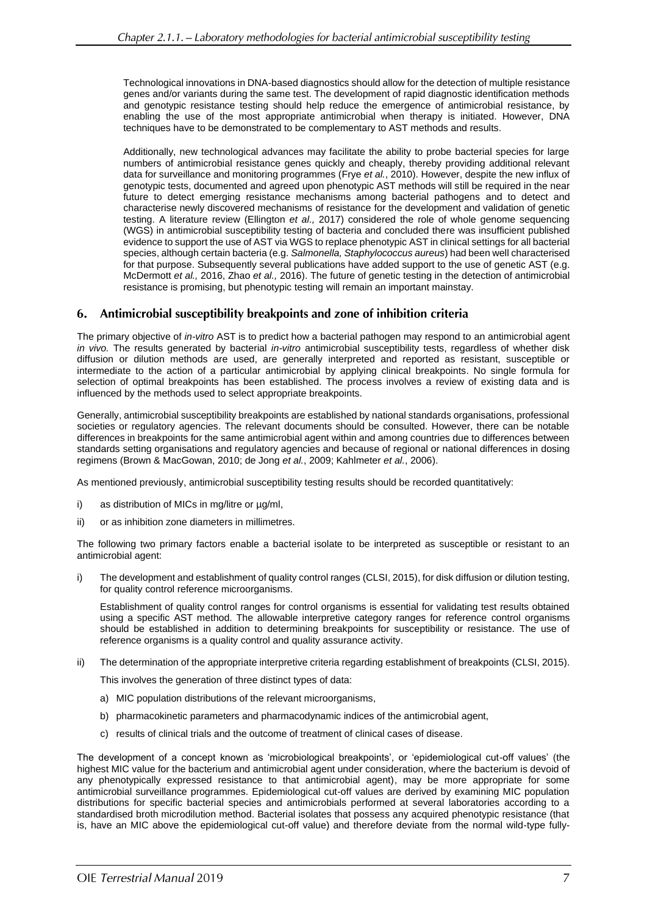Technological innovations in DNA-based diagnostics should allow for the detection of multiple resistance genes and/or variants during the same test. The development of rapid diagnostic identification methods and genotypic resistance testing should help reduce the emergence of antimicrobial resistance, by enabling the use of the most appropriate antimicrobial when therapy is initiated. However, DNA techniques have to be demonstrated to be complementary to AST methods and results.

Additionally, new technological advances may facilitate the ability to probe bacterial species for large numbers of antimicrobial resistance genes quickly and cheaply, thereby providing additional relevant data for surveillance and monitoring programmes (Frye *et al.*, 2010). However, despite the new influx of genotypic tests, documented and agreed upon phenotypic AST methods will still be required in the near future to detect emerging resistance mechanisms among bacterial pathogens and to detect and characterise newly discovered mechanisms of resistance for the development and validation of genetic testing. A literature review (Ellington *et al.,* 2017) considered the role of whole genome sequencing (WGS) in antimicrobial susceptibility testing of bacteria and concluded there was insufficient published evidence to support the use of AST via WGS to replace phenotypic AST in clinical settings for all bacterial species, although certain bacteria (e.g. *Salmonella, Staphylococcus aureus*) had been well characterised for that purpose. Subsequently several publications have added support to the use of genetic AST (e.g. McDermott *et al.,* 2016, Zhao *et al.,* 2016). The future of genetic testing in the detection of antimicrobial resistance is promising, but phenotypic testing will remain an important mainstay.

## 6. Antimicrobial susceptibility breakpoints and zone of inhibition criteria

The primary objective of *in-vitro* AST is to predict how a bacterial pathogen may respond to an antimicrobial agent *in vivo.* The results generated by bacterial *in-vitro* antimicrobial susceptibility tests, regardless of whether disk diffusion or dilution methods are used, are generally interpreted and reported as resistant, susceptible or intermediate to the action of a particular antimicrobial by applying clinical breakpoints. No single formula for selection of optimal breakpoints has been established. The process involves a review of existing data and is influenced by the methods used to select appropriate breakpoints.

Generally, antimicrobial susceptibility breakpoints are established by national standards organisations, professional societies or regulatory agencies. The relevant documents should be consulted. However, there can be notable differences in breakpoints for the same antimicrobial agent within and among countries due to differences between standards setting organisations and regulatory agencies and because of regional or national differences in dosing regimens (Brown & MacGowan, 2010; de Jong *et al.*, 2009; Kahlmeter *et al.*, 2006).

As mentioned previously, antimicrobial susceptibility testing results should be recorded quantitatively:

i) as distribution of MICs in mg/litre or µg/ml,

ii) or as inhibition zone diameters in millimetres.

The following two primary factors enable a bacterial isolate to be interpreted as susceptible or resistant to an antimicrobial agent:

i) The development and establishment of quality control ranges (CLSI, 2015), for disk diffusion or dilution testing, for quality control reference microorganisms.

   Establishment of quality control ranges for control organisms is essential for validating test results obtained using a specific AST method. The allowable interpretive category ranges for reference control organisms should be established in addition to determining breakpoints for susceptibility or resistance. The use of reference organisms is a quality control and quality assurance activity.

ii) The determination of the appropriate interpretive criteria regarding establishment of breakpoints (CLSI, 2015).

   This involves the generation of three distinct types of data:

   a) MIC population distributions of the relevant microorganisms,

   b) pharmacokinetic parameters and pharmacodynamic indices of the antimicrobial agent,

   c) results of clinical trials and the outcome of treatment of clinical cases of disease.

The development of a concept known as 'microbiological breakpoints', or 'epidemiological cut-off values' (the highest MIC value for the bacterium and antimicrobial agent under consideration, where the bacterium is devoid of any phenotypically expressed resistance to that antimicrobial agent), may be more appropriate for some antimicrobial surveillance programmes. Epidemiological cut-off values are derived by examining MIC population distributions for specific bacterial species and antimicrobials performed at several laboratories according to a standardised broth microdilution method. Bacterial isolates that possess any acquired phenotypic resistance (that is, have an MIC above the epidemiological cut-off value) and therefore deviate from the normal wild-type fully-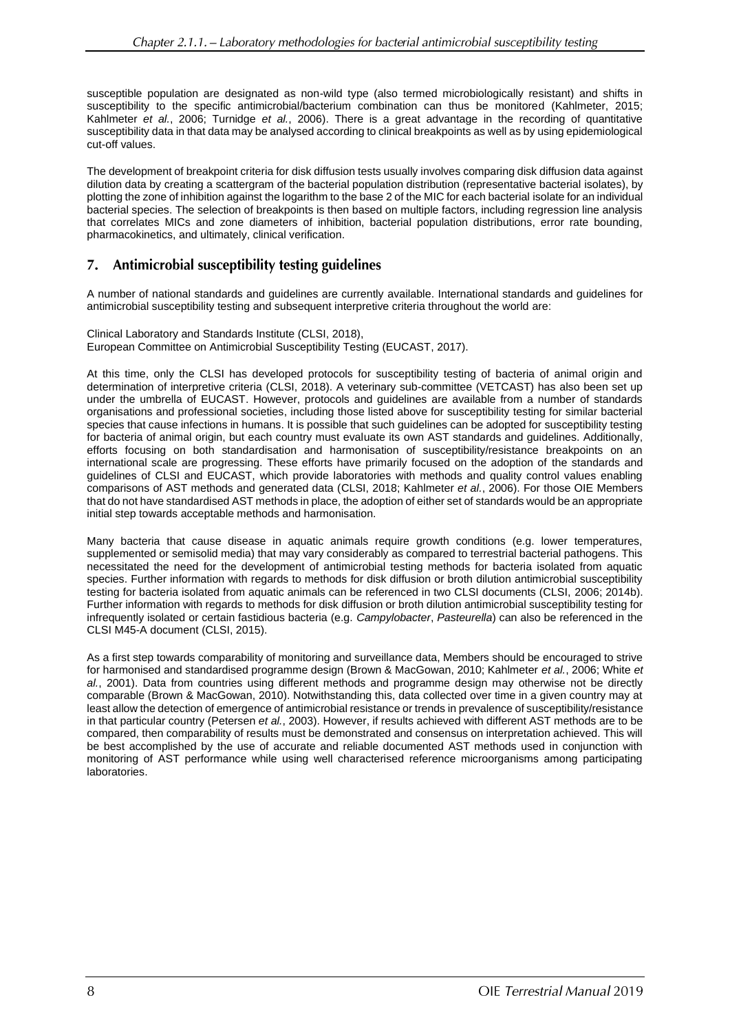susceptible population are designated as non-wild type (also termed microbiologically resistant) and shifts in susceptibility to the specific antimicrobial/bacterium combination can thus be monitored (Kahlmeter, 2015; Kahlmeter *et al.*, 2006; Turnidge *et al.*, 2006). There is a great advantage in the recording of quantitative susceptibility data in that data may be analysed according to clinical breakpoints as well as by using epidemiological cut-off values.

The development of breakpoint criteria for disk diffusion tests usually involves comparing disk diffusion data against dilution data by creating a scattergram of the bacterial population distribution (representative bacterial isolates), by plotting the zone of inhibition against the logarithm to the base 2 of the MIC for each bacterial isolate for an individual bacterial species. The selection of breakpoints is then based on multiple factors, including regression line analysis that correlates MICs and zone diameters of inhibition, bacterial population distributions, error rate bounding, pharmacokinetics, and ultimately, clinical verification.

## 7. Antimicrobial susceptibility testing guidelines

A number of national standards and guidelines are currently available. International standards and guidelines for antimicrobial susceptibility testing and subsequent interpretive criteria throughout the world are:

Clinical Laboratory and Standards Institute (CLSI, 2018),
European Committee on Antimicrobial Susceptibility Testing (EUCAST, 2017).

At this time, only the CLSI has developed protocols for susceptibility testing of bacteria of animal origin and determination of interpretive criteria (CLSI, 2018). A veterinary sub-committee (VETCAST) has also been set up under the umbrella of EUCAST. However, protocols and guidelines are available from a number of standards organisations and professional societies, including those listed above for susceptibility testing for similar bacterial species that cause infections in humans. It is possible that such guidelines can be adopted for susceptibility testing for bacteria of animal origin, but each country must evaluate its own AST standards and guidelines. Additionally, efforts focusing on both standardisation and harmonisation of susceptibility/resistance breakpoints on an international scale are progressing. These efforts have primarily focused on the adoption of the standards and guidelines of CLSI and EUCAST, which provide laboratories with methods and quality control values enabling comparisons of AST methods and generated data (CLSI, 2018; Kahlmeter *et al.*, 2006). For those OIE Members that do not have standardised AST methods in place, the adoption of either set of standards would be an appropriate initial step towards acceptable methods and harmonisation.

Many bacteria that cause disease in aquatic animals require growth conditions (e.g. lower temperatures, supplemented or semisolid media) that may vary considerably as compared to terrestrial bacterial pathogens. This necessitated the need for the development of antimicrobial testing methods for bacteria isolated from aquatic species. Further information with regards to methods for disk diffusion or broth dilution antimicrobial susceptibility testing for bacteria isolated from aquatic animals can be referenced in two CLSI documents (CLSI, 2006; 2014b). Further information with regards to methods for disk diffusion or broth dilution antimicrobial susceptibility testing for infrequently isolated or certain fastidious bacteria (e.g. *Campylobacter*, *Pasteurella*) can also be referenced in the CLSI M45-A document (CLSI, 2015).

As a first step towards comparability of monitoring and surveillance data, Members should be encouraged to strive for harmonised and standardised programme design (Brown & MacGowan, 2010; Kahlmeter *et al.*, 2006; White *et al.*, 2001). Data from countries using different methods and programme design may otherwise not be directly comparable (Brown & MacGowan, 2010). Notwithstanding this, data collected over time in a given country may at least allow the detection of emergence of antimicrobial resistance or trends in prevalence of susceptibility/resistance in that particular country (Petersen *et al.*, 2003). However, if results achieved with different AST methods are to be compared, then comparability of results must be demonstrated and consensus on interpretation achieved. This will be best accomplished by the use of accurate and reliable documented AST methods used in conjunction with monitoring of AST performance while using well characterised reference microorganisms among participating laboratories.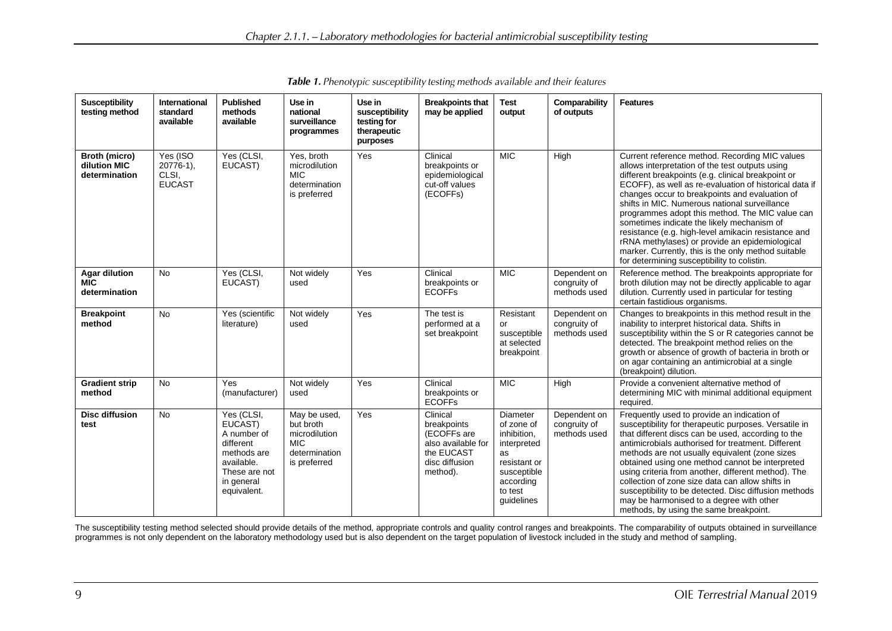***Table 1.** Phenotypic susceptibility testing methods available and their features*

| Susceptibility testing method | International standard available | Published methods available | Use in national surveillance programmes | Use in susceptibility testing for therapeutic purposes | Breakpoints that may be applied | Test output | Comparability of outputs | Features |
|---|---|---|---|---|---|---|---|---|
| **Broth (micro) dilution MIC determination** | Yes (ISO 20776-1), CLSI, EUCAST | Yes (CLSI, EUCAST) | Yes, broth microdilution MIC determination is preferred | Yes | Clinical breakpoints or epidemiological cut-off values (ECOFFs) | MIC | High | Current reference method. Recording MIC values allows interpretation of the test outputs using different breakpoints (e.g. clinical breakpoint or ECOFF), as well as re-evaluation of historical data if changes occur to breakpoints and evaluation of shifts in MIC. Numerous national surveillance programmes adopt this method. The MIC value can sometimes indicate the likely mechanism of resistance (e.g. high-level amikacin resistance and rRNA methylases) or provide an epidemiological marker. Currently, this is the only method suitable for determining susceptibility to colistin. |
| **Agar dilution MIC determination** | No | Yes (CLSI, EUCAST) | Not widely used | Yes | Clinical breakpoints or ECOFFs | MIC | Dependent on congruity of methods used | Reference method. The breakpoints appropriate for broth dilution may not be directly applicable to agar dilution. Currently used in particular for testing certain fastidious organisms. |
| **Breakpoint method** | No | Yes (scientific literature) | Not widely used | Yes | The test is performed at a set breakpoint | Resistant or susceptible at selected breakpoint | Dependent on congruity of methods used | Changes to breakpoints in this method result in the inability to interpret historical data. Shifts in susceptibility within the S or R categories cannot be detected. The breakpoint method relies on the growth or absence of growth of bacteria in broth or on agar containing an antimicrobial at a single (breakpoint) dilution. |
| **Gradient strip method** | No | Yes (manufacturer) | Not widely used | Yes | Clinical breakpoints or ECOFFs | MIC | High | Provide a convenient alternative method of determining MIC with minimal additional equipment required. |
| **Disc diffusion test** | No | Yes (CLSI, EUCAST) A number of different methods are available. These are not in general equivalent. | May be used, but broth microdilution MIC determination is preferred | Yes | Clinical breakpoints (ECOFFs are also available for the EUCAST disc diffusion method). | Diameter of zone of inhibition, interpreted as resistant or susceptible according to test guidelines | Dependent on congruity of methods used | Frequently used to provide an indication of susceptibility for therapeutic purposes. Versatile in that different discs can be used, according to the antimicrobials authorised for treatment. Different methods are not usually equivalent (zone sizes obtained using one method cannot be interpreted using criteria from another, different method). The collection of zone size data can allow shifts in susceptibility to be detected. Disc diffusion methods may be harmonised to a degree with other methods, by using the same breakpoint. |

The susceptibility testing method selected should provide details of the method, appropriate controls and quality control ranges and breakpoints. The comparability of outputs obtained in surveillance programmes is not only dependent on the laboratory methodology used but is also dependent on the target population of livestock included in the study and method of sampling.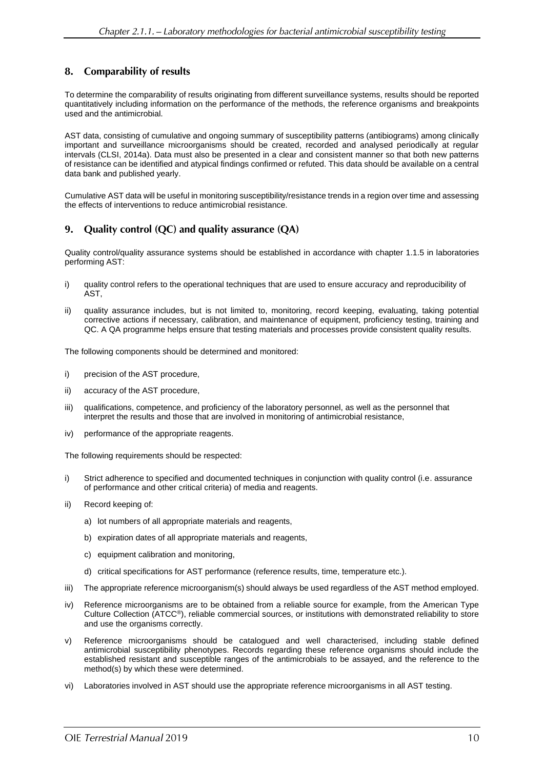## 8. Comparability of results

To determine the comparability of results originating from different surveillance systems, results should be reported quantitatively including information on the performance of the methods, the reference organisms and breakpoints used and the antimicrobial.

AST data, consisting of cumulative and ongoing summary of susceptibility patterns (antibiograms) among clinically important and surveillance microorganisms should be created, recorded and analysed periodically at regular intervals (CLSI, 2014a). Data must also be presented in a clear and consistent manner so that both new patterns of resistance can be identified and atypical findings confirmed or refuted. This data should be available on a central data bank and published yearly.

Cumulative AST data will be useful in monitoring susceptibility/resistance trends in a region over time and assessing the effects of interventions to reduce antimicrobial resistance.

## 9. Quality control (QC) and quality assurance (QA)

Quality control/quality assurance systems should be established in accordance with chapter 1.1.5 in laboratories performing AST:

i) quality control refers to the operational techniques that are used to ensure accuracy and reproducibility of AST,

ii) quality assurance includes, but is not limited to, monitoring, record keeping, evaluating, taking potential corrective actions if necessary, calibration, and maintenance of equipment, proficiency testing, training and QC. A QA programme helps ensure that testing materials and processes provide consistent quality results.

The following components should be determined and monitored:

i) precision of the AST procedure,

ii) accuracy of the AST procedure,

iii) qualifications, competence, and proficiency of the laboratory personnel, as well as the personnel that interpret the results and those that are involved in monitoring of antimicrobial resistance,

iv) performance of the appropriate reagents.

The following requirements should be respected:

i) Strict adherence to specified and documented techniques in conjunction with quality control (i.e. assurance of performance and other critical criteria) of media and reagents.

ii) Record keeping of:

   a) lot numbers of all appropriate materials and reagents,

   b) expiration dates of all appropriate materials and reagents,

   c) equipment calibration and monitoring,

   d) critical specifications for AST performance (reference results, time, temperature etc.).

iii) The appropriate reference microorganism(s) should always be used regardless of the AST method employed.

iv) Reference microorganisms are to be obtained from a reliable source for example, from the American Type Culture Collection (ATCC®), reliable commercial sources, or institutions with demonstrated reliability to store and use the organisms correctly.

v) Reference microorganisms should be catalogued and well characterised, including stable defined antimicrobial susceptibility phenotypes. Records regarding these reference organisms should include the established resistant and susceptible ranges of the antimicrobials to be assayed, and the reference to the method(s) by which these were determined.

vi) Laboratories involved in AST should use the appropriate reference microorganisms in all AST testing.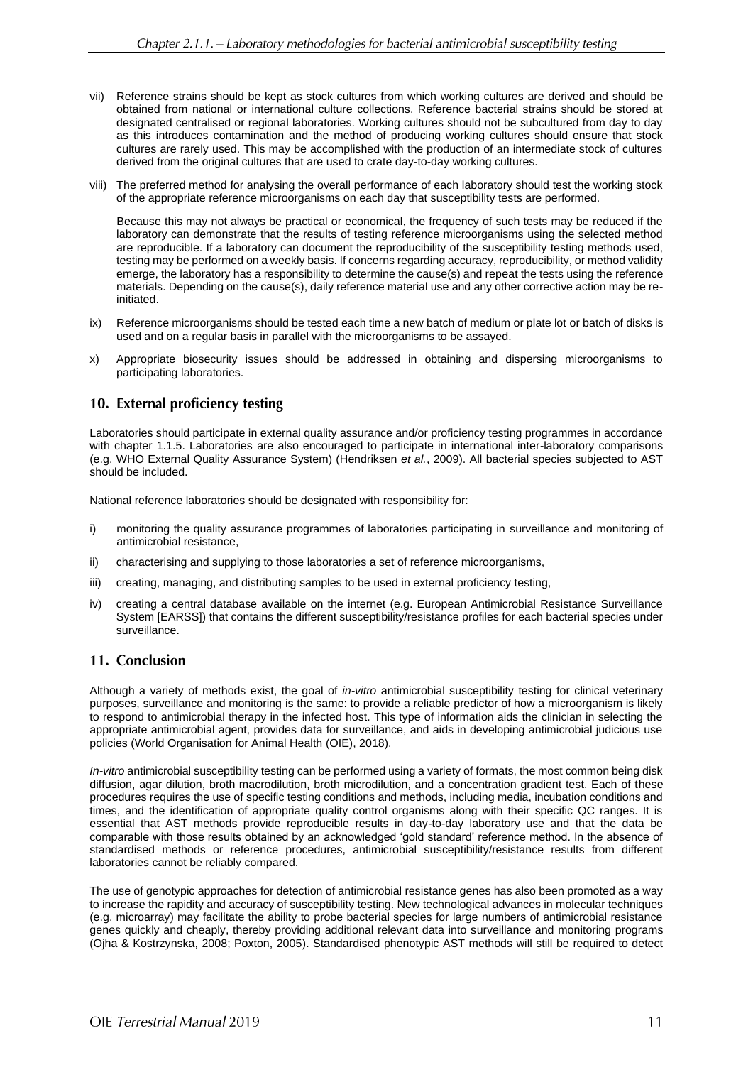vii) Reference strains should be kept as stock cultures from which working cultures are derived and should be obtained from national or international culture collections. Reference bacterial strains should be stored at designated centralised or regional laboratories. Working cultures should not be subcultured from day to day as this introduces contamination and the method of producing working cultures should ensure that stock cultures are rarely used. This may be accomplished with the production of an intermediate stock of cultures derived from the original cultures that are used to crate day-to-day working cultures.

viii) The preferred method for analysing the overall performance of each laboratory should test the working stock of the appropriate reference microorganisms on each day that susceptibility tests are performed.

Because this may not always be practical or economical, the frequency of such tests may be reduced if the laboratory can demonstrate that the results of testing reference microorganisms using the selected method are reproducible. If a laboratory can document the reproducibility of the susceptibility testing methods used, testing may be performed on a weekly basis. If concerns regarding accuracy, reproducibility, or method validity emerge, the laboratory has a responsibility to determine the cause(s) and repeat the tests using the reference materials. Depending on the cause(s), daily reference material use and any other corrective action may be re-initiated.

ix) Reference microorganisms should be tested each time a new batch of medium or plate lot or batch of disks is used and on a regular basis in parallel with the microorganisms to be assayed.

x) Appropriate biosecurity issues should be addressed in obtaining and dispersing microorganisms to participating laboratories.

## 10. External proficiency testing

Laboratories should participate in external quality assurance and/or proficiency testing programmes in accordance with chapter 1.1.5. Laboratories are also encouraged to participate in international inter-laboratory comparisons (e.g. WHO External Quality Assurance System) (Hendriksen *et al.*, 2009). All bacterial species subjected to AST should be included.

National reference laboratories should be designated with responsibility for:

i) monitoring the quality assurance programmes of laboratories participating in surveillance and monitoring of antimicrobial resistance,

ii) characterising and supplying to those laboratories a set of reference microorganisms,

iii) creating, managing, and distributing samples to be used in external proficiency testing,

iv) creating a central database available on the internet (e.g. European Antimicrobial Resistance Surveillance System [EARSS]) that contains the different susceptibility/resistance profiles for each bacterial species under surveillance.

## 11. Conclusion

Although a variety of methods exist, the goal of *in-vitro* antimicrobial susceptibility testing for clinical veterinary purposes, surveillance and monitoring is the same: to provide a reliable predictor of how a microorganism is likely to respond to antimicrobial therapy in the infected host. This type of information aids the clinician in selecting the appropriate antimicrobial agent, provides data for surveillance, and aids in developing antimicrobial judicious use policies (World Organisation for Animal Health (OIE), 2018).

*In-vitro* antimicrobial susceptibility testing can be performed using a variety of formats, the most common being disk diffusion, agar dilution, broth macrodilution, broth microdilution, and a concentration gradient test. Each of these procedures requires the use of specific testing conditions and methods, including media, incubation conditions and times, and the identification of appropriate quality control organisms along with their specific QC ranges. It is essential that AST methods provide reproducible results in day-to-day laboratory use and that the data be comparable with those results obtained by an acknowledged 'gold standard' reference method. In the absence of standardised methods or reference procedures, antimicrobial susceptibility/resistance results from different laboratories cannot be reliably compared.

The use of genotypic approaches for detection of antimicrobial resistance genes has also been promoted as a way to increase the rapidity and accuracy of susceptibility testing. New technological advances in molecular techniques (e.g. microarray) may facilitate the ability to probe bacterial species for large numbers of antimicrobial resistance genes quickly and cheaply, thereby providing additional relevant data into surveillance and monitoring programs (Ojha & Kostrzynska, 2008; Poxton, 2005). Standardised phenotypic AST methods will still be required to detect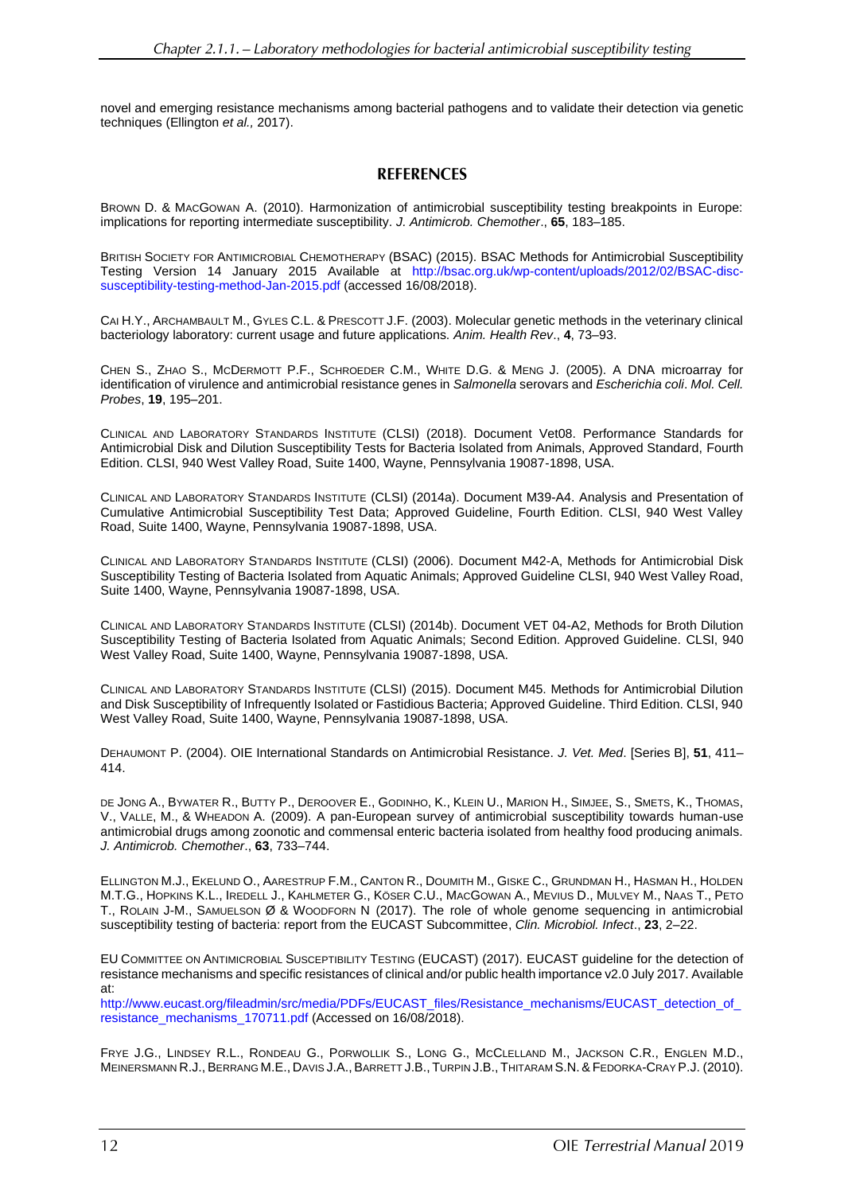novel and emerging resistance mechanisms among bacterial pathogens and to validate their detection via genetic techniques (Ellington *et al.,* 2017).

## REFERENCES

BROWN D. & MACGOWAN A. (2010). Harmonization of antimicrobial susceptibility testing breakpoints in Europe: implications for reporting intermediate susceptibility. *J. Antimicrob. Chemother*., **65**, 183–185.

BRITISH SOCIETY FOR ANTIMICROBIAL CHEMOTHERAPY (BSAC) (2015). BSAC Methods for Antimicrobial Susceptibility Testing Version 14 January 2015 Available at http://bsac.org.uk/wp-content/uploads/2012/02/BSAC-disc-susceptibility-testing-method-Jan-2015.pdf (accessed 16/08/2018).

CAI H.Y., ARCHAMBAULT M., GYLES C.L. & PRESCOTT J.F. (2003). Molecular genetic methods in the veterinary clinical bacteriology laboratory: current usage and future applications. *Anim. Health Rev*., **4**, 73–93.

CHEN S., ZHAO S., MCDERMOTT P.F., SCHROEDER C.M., WHITE D.G. & MENG J. (2005). A DNA microarray for identification of virulence and antimicrobial resistance genes in *Salmonella* serovars and *Escherichia coli*. *Mol. Cell. Probes*, **19**, 195–201.

CLINICAL AND LABORATORY STANDARDS INSTITUTE (CLSI) (2018). Document Vet08. Performance Standards for Antimicrobial Disk and Dilution Susceptibility Tests for Bacteria Isolated from Animals, Approved Standard, Fourth Edition. CLSI, 940 West Valley Road, Suite 1400, Wayne, Pennsylvania 19087-1898, USA.

CLINICAL AND LABORATORY STANDARDS INSTITUTE (CLSI) (2014a). Document M39-A4. Analysis and Presentation of Cumulative Antimicrobial Susceptibility Test Data; Approved Guideline, Fourth Edition. CLSI, 940 West Valley Road, Suite 1400, Wayne, Pennsylvania 19087-1898, USA.

CLINICAL AND LABORATORY STANDARDS INSTITUTE (CLSI) (2006). Document M42-A, Methods for Antimicrobial Disk Susceptibility Testing of Bacteria Isolated from Aquatic Animals; Approved Guideline CLSI, 940 West Valley Road, Suite 1400, Wayne, Pennsylvania 19087-1898, USA.

CLINICAL AND LABORATORY STANDARDS INSTITUTE (CLSI) (2014b). Document VET 04-A2, Methods for Broth Dilution Susceptibility Testing of Bacteria Isolated from Aquatic Animals; Second Edition. Approved Guideline. CLSI, 940 West Valley Road, Suite 1400, Wayne, Pennsylvania 19087-1898, USA.

CLINICAL AND LABORATORY STANDARDS INSTITUTE (CLSI) (2015). Document M45. Methods for Antimicrobial Dilution and Disk Susceptibility of Infrequently Isolated or Fastidious Bacteria; Approved Guideline. Third Edition. CLSI, 940 West Valley Road, Suite 1400, Wayne, Pennsylvania 19087-1898, USA.

DEHAUMONT P. (2004). OIE International Standards on Antimicrobial Resistance. *J. Vet. Med*. [Series B], **51**, 411–414.

DE JONG A., BYWATER R., BUTTY P., DEROOVER E., GODINHO, K., KLEIN U., MARION H., SIMJEE, S., SMETS, K., THOMAS, V., VALLE, M., & WHEADON A. (2009). A pan-European survey of antimicrobial susceptibility towards human-use antimicrobial drugs among zoonotic and commensal enteric bacteria isolated from healthy food producing animals. *J. Antimicrob. Chemother*., **63**, 733–744.

ELLINGTON M.J., EKELUND O., AARESTRUP F.M., CANTON R., DOUMITH M., GISKE C., GRUNDMAN H., HASMAN H., HOLDEN M.T.G., HOPKINS K.L., IREDELL J., KAHLMETER G., KÖSER C.U., MACGOWAN A., MEVIUS D., MULVEY M., NAAS T., PETO T., ROLAIN J-M., SAMUELSON Ø & WOODFORN N (2017). The role of whole genome sequencing in antimicrobial susceptibility testing of bacteria: report from the EUCAST Subcommittee, *Clin. Microbiol. Infect*., **23**, 2–22.

EU COMMITTEE ON ANTIMICROBIAL SUSCEPTIBILITY TESTING (EUCAST) (2017). EUCAST guideline for the detection of resistance mechanisms and specific resistances of clinical and/or public health importance v2.0 July 2017. Available at:
http://www.eucast.org/fileadmin/src/media/PDFs/EUCAST_files/Resistance_mechanisms/EUCAST_detection_of_resistance_mechanisms_170711.pdf (Accessed on 16/08/2018).

FRYE J.G., LINDSEY R.L., RONDEAU G., PORWOLLIK S., LONG G., MCCLELLAND M., JACKSON C.R., ENGLEN M.D., MEINERSMANN R.J., BERRANG M.E., DAVIS J.A., BARRETT J.B., TURPIN J.B., THITARAM S.N. & FEDORKA-CRAY P.J. (2010).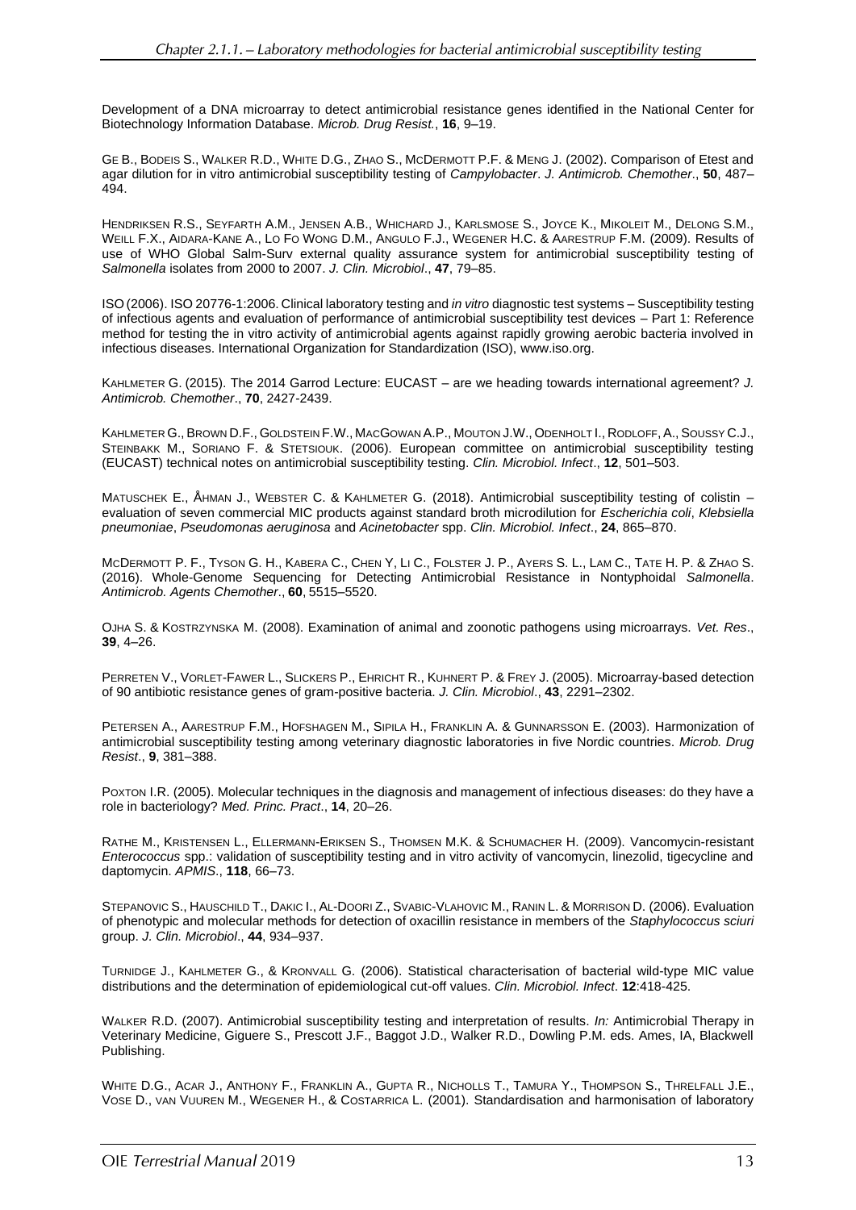Development of a DNA microarray to detect antimicrobial resistance genes identified in the National Center for Biotechnology Information Database. *Microb. Drug Resist.*, **16**, 9–19.

GE B., BODEIS S., WALKER R.D., WHITE D.G., ZHAO S., MCDERMOTT P.F. & MENG J. (2002). Comparison of Etest and agar dilution for in vitro antimicrobial susceptibility testing of *Campylobacter*. *J. Antimicrob. Chemother*., **50**, 487–494.

HENDRIKSEN R.S., SEYFARTH A.M., JENSEN A.B., WHICHARD J., KARLSMOSE S., JOYCE K., MIKOLEIT M., DELONG S.M., WEILL F.X., AIDARA-KANE A., LO FO WONG D.M., ANGULO F.J., WEGENER H.C. & AARESTRUP F.M. (2009). Results of use of WHO Global Salm-Surv external quality assurance system for antimicrobial susceptibility testing of *Salmonella* isolates from 2000 to 2007. *J. Clin. Microbiol*., **47**, 79–85.

ISO (2006). ISO 20776-1:2006. Clinical laboratory testing and *in vitro* diagnostic test systems – Susceptibility testing of infectious agents and evaluation of performance of antimicrobial susceptibility test devices – Part 1: Reference method for testing the in vitro activity of antimicrobial agents against rapidly growing aerobic bacteria involved in infectious diseases. International Organization for Standardization (ISO), www.iso.org.

KAHLMETER G. (2015). The 2014 Garrod Lecture: EUCAST – are we heading towards international agreement? *J. Antimicrob. Chemother*., **70**, 2427-2439.

KAHLMETER G., BROWN D.F., GOLDSTEIN F.W., MACGOWAN A.P., MOUTON J.W., ODENHOLT I., RODLOFF, A., SOUSSY C.J., STEINBAKK M., SORIANO F. & STETSIOUK. (2006). European committee on antimicrobial susceptibility testing (EUCAST) technical notes on antimicrobial susceptibility testing. *Clin. Microbiol. Infect*., **12**, 501–503.

MATUSCHEK E., ÅHMAN J., WEBSTER C. & KAHLMETER G. (2018). Antimicrobial susceptibility testing of colistin – evaluation of seven commercial MIC products against standard broth microdilution for *Escherichia coli*, *Klebsiella pneumoniae*, *Pseudomonas aeruginosa* and *Acinetobacter* spp. *Clin. Microbiol. Infect*., **24**, 865–870.

MCDERMOTT P. F., TYSON G. H., KABERA C., CHEN Y, LI C., FOLSTER J. P., AYERS S. L., LAM C., TATE H. P. & ZHAO S. (2016). Whole-Genome Sequencing for Detecting Antimicrobial Resistance in Nontyphoidal *Salmonella*. *Antimicrob. Agents Chemother*., **60**, 5515–5520.

OJHA S. & KOSTRZYNSKA M. (2008). Examination of animal and zoonotic pathogens using microarrays. *Vet. Res*., **39**, 4–26.

PERRETEN V., VORLET-FAWER L., SLICKERS P., EHRICHT R., KUHNERT P. & FREY J. (2005). Microarray-based detection of 90 antibiotic resistance genes of gram-positive bacteria. *J. Clin. Microbiol*., **43**, 2291–2302.

PETERSEN A., AARESTRUP F.M., HOFSHAGEN M., SIPILA H., FRANKLIN A. & GUNNARSSON E. (2003). Harmonization of antimicrobial susceptibility testing among veterinary diagnostic laboratories in five Nordic countries. *Microb. Drug Resist*., **9**, 381–388.

POXTON I.R. (2005). Molecular techniques in the diagnosis and management of infectious diseases: do they have a role in bacteriology? *Med. Princ. Pract*., **14**, 20–26.

RATHE M., KRISTENSEN L., ELLERMANN-ERIKSEN S., THOMSEN M.K. & SCHUMACHER H. (2009). Vancomycin-resistant *Enterococcus* spp.: validation of susceptibility testing and in vitro activity of vancomycin, linezolid, tigecycline and daptomycin. *APMIS*., **118**, 66–73.

STEPANOVIC S., HAUSCHILD T., DAKIC I., AL-DOORI Z., SVABIC-VLAHOVIC M., RANIN L. & MORRISON D. (2006). Evaluation of phenotypic and molecular methods for detection of oxacillin resistance in members of the *Staphylococcus sciuri* group. *J. Clin. Microbiol*., **44**, 934–937.

TURNIDGE J., KAHLMETER G., & KRONVALL G. (2006). Statistical characterisation of bacterial wild-type MIC value distributions and the determination of epidemiological cut-off values. *Clin. Microbiol. Infect*. **12**:418-425.

WALKER R.D. (2007). Antimicrobial susceptibility testing and interpretation of results. *In:* Antimicrobial Therapy in Veterinary Medicine, Giguere S., Prescott J.F., Baggot J.D., Walker R.D., Dowling P.M. eds. Ames, IA, Blackwell Publishing.

WHITE D.G., ACAR J., ANTHONY F., FRANKLIN A., GUPTA R., NICHOLLS T., TAMURA Y., THOMPSON S., THRELFALL J.E., VOSE D., VAN VUUREN M., WEGENER H., & COSTARRICA L. (2001). Standardisation and harmonisation of laboratory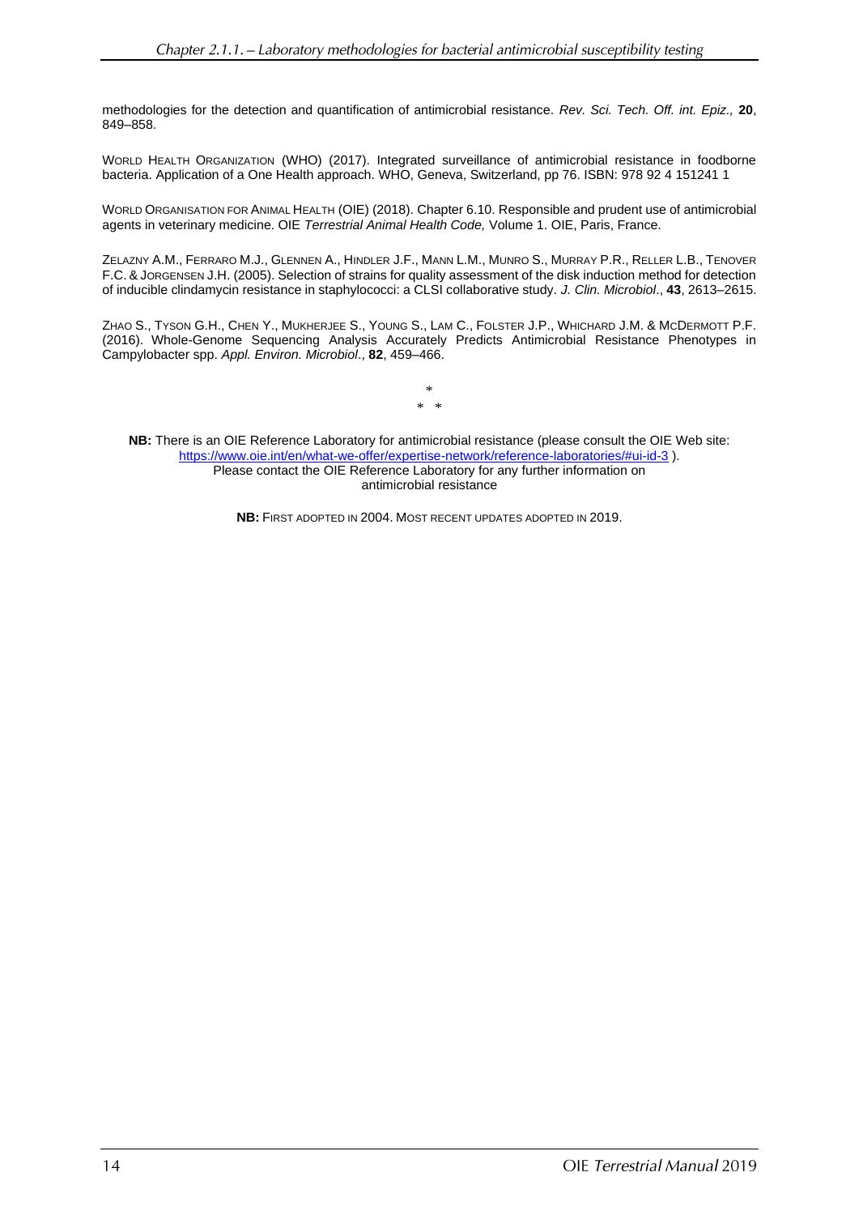methodologies for the detection and quantification of antimicrobial resistance. *Rev. Sci. Tech. Off. int. Epiz.,* **20**, 849–858.

WORLD HEALTH ORGANIZATION (WHO) (2017). Integrated surveillance of antimicrobial resistance in foodborne bacteria. Application of a One Health approach. WHO, Geneva, Switzerland, pp 76. ISBN: 978 92 4 151241 1

WORLD ORGANISATION FOR ANIMAL HEALTH (OIE) (2018). Chapter 6.10. Responsible and prudent use of antimicrobial agents in veterinary medicine. OIE *Terrestrial Animal Health Code,* Volume 1. OIE, Paris, France.

ZELAZNY A.M., FERRARO M.J., GLENNEN A., HINDLER J.F., MANN L.M., MUNRO S., MURRAY P.R., RELLER L.B., TENOVER F.C. & JORGENSEN J.H. (2005). Selection of strains for quality assessment of the disk induction method for detection of inducible clindamycin resistance in staphylococci: a CLSI collaborative study. *J. Clin. Microbiol*., **43**, 2613–2615.

ZHAO S., TYSON G.H., CHEN Y., MUKHERJEE S., YOUNG S., LAM C., FOLSTER J.P., WHICHARD J.M. & MCDERMOTT P.F. (2016). Whole-Genome Sequencing Analysis Accurately Predicts Antimicrobial Resistance Phenotypes in Campylobacter spp. *Appl. Environ. Microbiol*., **82**, 459–466.

\*
\* \*

**NB:** There is an OIE Reference Laboratory for antimicrobial resistance (please consult the OIE Web site: https://www.oie.int/en/what-we-offer/expertise-network/reference-laboratories/#ui-id-3 ).
Please contact the OIE Reference Laboratory for any further information on antimicrobial resistance

**NB:** FIRST ADOPTED IN 2004. MOST RECENT UPDATES ADOPTED IN 2019.